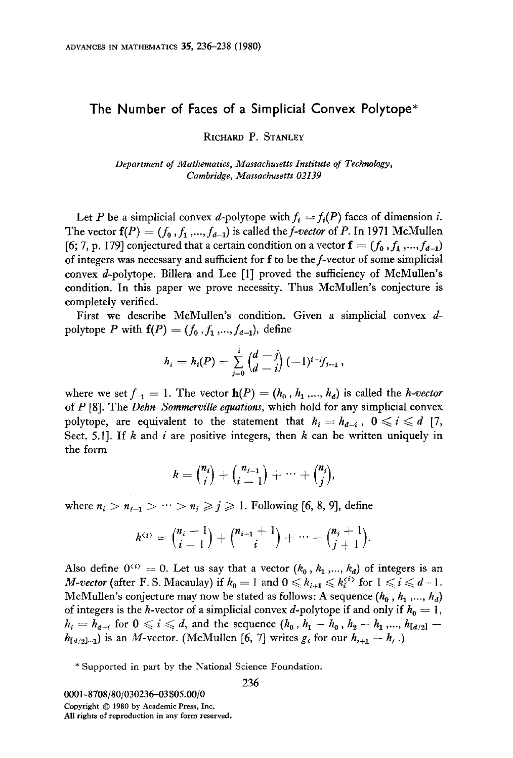# The Number of Faces of a Simplicial Convex Polytope*

RICHARD P. STANLEY

*Department of Mathematics, Massachusetts Institute of Technology, Cambridge, Massachusetts 02139*

Let $P$ be a simplicial convex $d$-polytope with $f_i = f_i(P)$ faces of dimension $i$. The vector $\mathbf{f}(P) = (f_0, f_1, ..., f_{d-1})$ is called the *f-vector* of $P$. In 1971 McMullen [6; 7, p. 179] conjectured that a certain condition on a vector $\mathbf{f} = (f_0, f_1, ..., f_{d-1})$ of integers was necessary and sufficient for $\mathbf{f}$ to be the $f$-vector of some simplicial convex $d$-polytope. Billera and Lee [1] proved the sufficiency of McMullen's condition. In this paper we prove necessity. Thus McMullen's conjecture is completely verified.

First we describe McMullen's condition. Given a simplicial convex $d$-polytope $P$ with $\mathbf{f}(P) = (f_0, f_1, ..., f_{d-1})$, define

$$h_i = h_i(P) = \sum_{j=0}^{i} \binom{d-j}{d-i} (-1)^{i-j} f_{j-1},$$

where we set $f_{-1} = 1$. The vector $\mathbf{h}(P) = (h_0, h_1, ..., h_d)$ is called the *h-vector* of $P$ [8]. The *Dehn–Sommerville equations*, which hold for any simplicial convex polytope, are equivalent to the statement that $h_i = h_{d-i}$, $0 \leqslant i \leqslant d$ [7, Sect. 5.1]. If $k$ and $i$ are positive integers, then $k$ can be written uniquely in the form

$$k = \binom{n_i}{i} + \binom{n_{i-1}}{i-1} + \cdots + \binom{n_j}{j},$$

where $n_i > n_{i-1} > \cdots > n_j \geqslant j \geqslant 1$. Following [6, 8, 9], define

$$k^{\langle i \rangle} = \binom{n_i + 1}{i+1} + \binom{n_{i-1}+1}{i} + \cdots + \binom{n_j + 1}{j+1}.$$

Also define $0^{\langle i \rangle} = 0$. Let us say that a vector $(k_0, k_1, ..., k_d)$ of integers is an *M-vector* (after F. S. Macaulay) if $k_0 = 1$ and $0 \leqslant k_{i+1} \leqslant k_i^{\langle i \rangle}$ for $1 \leqslant i \leqslant d-1$. McMullen's conjecture may now be stated as follows: A sequence $(h_0, h_1, ..., h_d)$ of integers is the $h$-vector of a simplicial convex $d$-polytope if and only if $h_0 = 1$, $h_i = h_{d-i}$ for $0 \leqslant i \leqslant d$, and the sequence $(h_0, h_1 - h_0, h_2 - h_1, ..., h_{[d/2]} - h_{[d/2]-1})$ is an $M$-vector. (McMullen [6, 7] writes $g_i$ for our $h_{i+1} - h_i$.)

\* Supported in part by the National Science Foundation.

0001-8708/80/030236-03$05.00/0
Copyright © 1980 by Academic Press, Inc.
All rights of reproduction in any form reserved.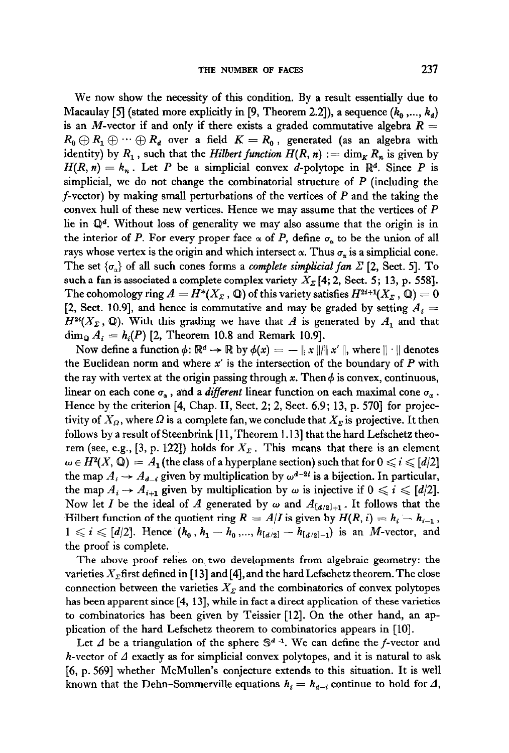We now show the necessity of this condition. By a result essentially due to Macaulay [5] (stated more explicitly in [9, Theorem 2.2]), a sequence $(k_0, ..., k_d)$ is an $M$-vector if and only if there exists a graded commutative algebra $R = R_0 \oplus R_1 \oplus \cdots \oplus R_d$ over a field $K = R_0$, generated (as an algebra with identity) by $R_1$, such that the *Hilbert function* $H(R, n) := \dim_K R_n$ is given by $H(R, n) = k_n$. Let $P$ be a simplicial convex $d$-polytope in $\mathbb{R}^d$. Since $P$ is simplicial, we do not change the combinatorial structure of $P$ (including the $f$-vector) by making small perturbations of the vertices of $P$ and the taking the convex hull of these new vertices. Hence we may assume that the vertices of $P$ lie in $\mathbb{Q}^d$. Without loss of generality we may also assume that the origin is in the interior of $P$. For every proper face $\alpha$ of $P$, define $\sigma_\alpha$ to be the union of all rays whose vertex is the origin and which intersect $\alpha$. Thus $\sigma_\alpha$ is a simplicial cone. The set $\{\sigma_\alpha\}$ of all such cones forms a *complete simplicial fan* $\Sigma$ [2, Sect. 5]. To such a fan is associated a complete complex variety $X_\Sigma$ [4; 2, Sect. 5; 13, p. 558]. The cohomology ring $A = H^*(X_\Sigma, \mathbb{Q})$ of this variety satisfies $H^{2i+1}(X_\Sigma, \mathbb{Q}) = 0$ [2, Sect. 10.9], and hence is commutative and may be graded by setting $A_i = H^{2i}(X_\Sigma, \mathbb{Q})$. With this grading we have that $A$ is generated by $A_1$ and that $\dim_{\mathbb{Q}} A_i = h_i(P)$ [2, Theorem 10.8 and Remark 10.9].

Now define a function $\phi: \mathbb{R}^d \to \mathbb{R}$ by $\phi(x) = -\|x\|/\|x'\|$, where $\|\cdot\|$ denotes the Euclidean norm and where $x'$ is the intersection of the boundary of $P$ with the ray with vertex at the origin passing through $x$. Then $\phi$ is convex, continuous, linear on each cone $\sigma_\alpha$, and a *different* linear function on each maximal cone $\sigma_\alpha$. Hence by the criterion [4, Chap. II, Sect. 2; 2, Sect. 6.9; 13, p. 570] for projectivity of $X_\Omega$, where $\Omega$ is a complete fan, we conclude that $X_\Sigma$ is projective. It then follows by a result of Steenbrink [11, Theorem 1.13] that the hard Lefschetz theorem (see, e.g., [3, p. 122]) holds for $X_\Sigma$. This means that there is an element $\omega \in H^2(X, \mathbb{Q}) = A_1$ (the class of a hyperplane section) such that for $0 \leqslant i \leqslant [d/2]$ the map $A_i \to A_{d-i}$ given by multiplication by $\omega^{d-2i}$ is a bijection. In particular, the map $A_i \to A_{i+1}$ given by multiplication by $\omega$ is injective if $0 \leqslant i \leqslant [d/2]$. Now let $I$ be the ideal of $A$ generated by $\omega$ and $A_{[d/2]+1}$. It follows that the Hilbert function of the quotient ring $R = A/I$ is given by $H(R, i) = h_i - h_{i-1}$, $1 \leqslant i \leqslant [d/2]$. Hence $(h_0, h_1 - h_0, ..., h_{[d/2]} - h_{[d/2]-1})$ is an $M$-vector, and the proof is complete.

The above proof relies on two developments from algebraic geometry: the varieties $X_\Sigma$ first defined in [13] and [4], and the hard Lefschetz theorem. The close connection between the varieties $X_\Sigma$ and the combinatorics of convex polytopes has been apparent since [4, 13], while in fact a direct application of these varieties to combinatorics has been given by Teissier [12]. On the other hand, an application of the hard Lefschetz theorem to combinatorics appears in [10].

Let $\Delta$ be a triangulation of the sphere $\mathbb{S}^{d-1}$. We can define the $f$-vector and $h$-vector of $\Delta$ exactly as for simplicial convex polytopes, and it is natural to ask [6, p. 569] whether McMullen's conjecture extends to this situation. It is well known that the Dehn–Sommerville equations $h_i = h_{d-i}$ continue to hold for $\Delta$,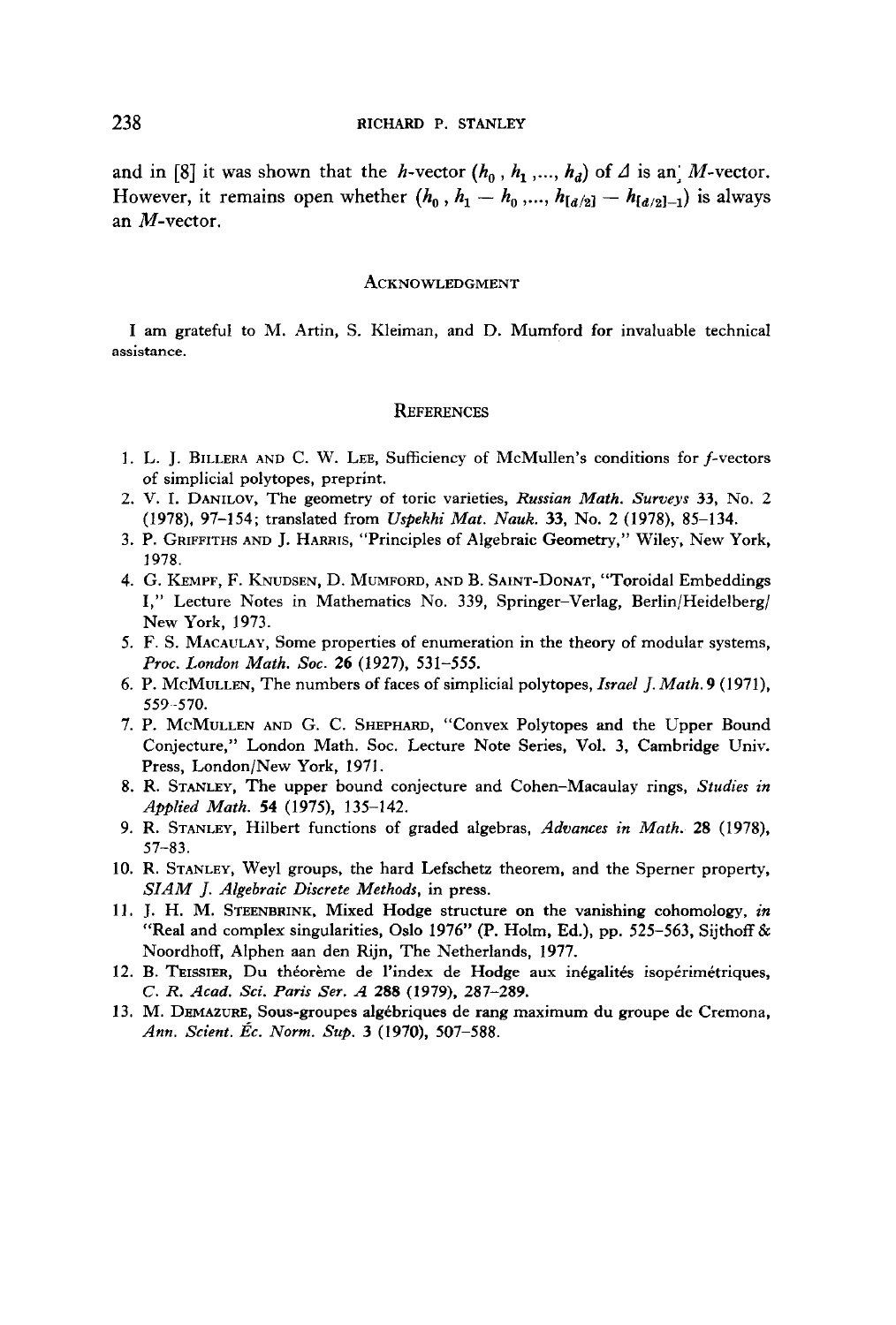and in [8] it was shown that the $h$-vector $(h_0, h_1, \ldots, h_d)$ of $\Delta$ is an $M$-vector. However, it remains open whether $(h_0, h_1 - h_0, \ldots, h_{[d/2]} - h_{[d/2]-1})$ is always an $M$-vector.

## Acknowledgment

I am grateful to M. Artin, S. Kleiman, and D. Mumford for invaluable technical assistance.

## References

1. L. J. Billera and C. W. Lee, Sufficiency of McMullen's conditions for $f$-vectors of simplicial polytopes, preprint.
2. V. I. Danilov, The geometry of toric varieties, *Russian Math. Surveys* **33**, No. 2 (1978), 97–154; translated from *Uspekhi Mat. Nauk.* **33**, No. 2 (1978), 85–134.
3. P. Griffiths and J. Harris, "Principles of Algebraic Geometry," Wiley, New York, 1978.
4. G. Kempf, F. Knudsen, D. Mumford, and B. Saint-Donat, "Toroidal Embeddings I," Lecture Notes in Mathematics No. 339, Springer-Verlag, Berlin/Heidelberg/New York, 1973.
5. F. S. Macaulay, Some properties of enumeration in the theory of modular systems, *Proc. London Math. Soc.* **26** (1927), 531–555.
6. P. McMullen, The numbers of faces of simplicial polytopes, *Israel J. Math.* **9** (1971), 559–570.
7. P. McMullen and G. C. Shephard, "Convex Polytopes and the Upper Bound Conjecture," London Math. Soc. Lecture Note Series, Vol. 3, Cambridge Univ. Press, London/New York, 1971.
8. R. Stanley, The upper bound conjecture and Cohen–Macaulay rings, *Studies in Applied Math.* **54** (1975), 135–142.
9. R. Stanley, Hilbert functions of graded algebras, *Advances in Math.* **28** (1978), 57–83.
10. R. Stanley, Weyl groups, the hard Lefschetz theorem, and the Sperner property, *SIAM J. Algebraic Discrete Methods*, in press.
11. J. H. M. Steenbrink, Mixed Hodge structure on the vanishing cohomology, *in* "Real and complex singularities, Oslo 1976" (P. Holm, Ed.), pp. 525–563, Sijthoff & Noordhoff, Alphen aan den Rijn, The Netherlands, 1977.
12. B. Teissier, Du théorème de l'index de Hodge aux inégalités isopérimétriques, *C. R. Acad. Sci. Paris Ser. A* **288** (1979), 287–289.
13. M. Demazure, Sous-groupes algébriques de rang maximum du groupe de Cremona, *Ann. Scient. Éc. Norm. Sup.* **3** (1970), 507–588.